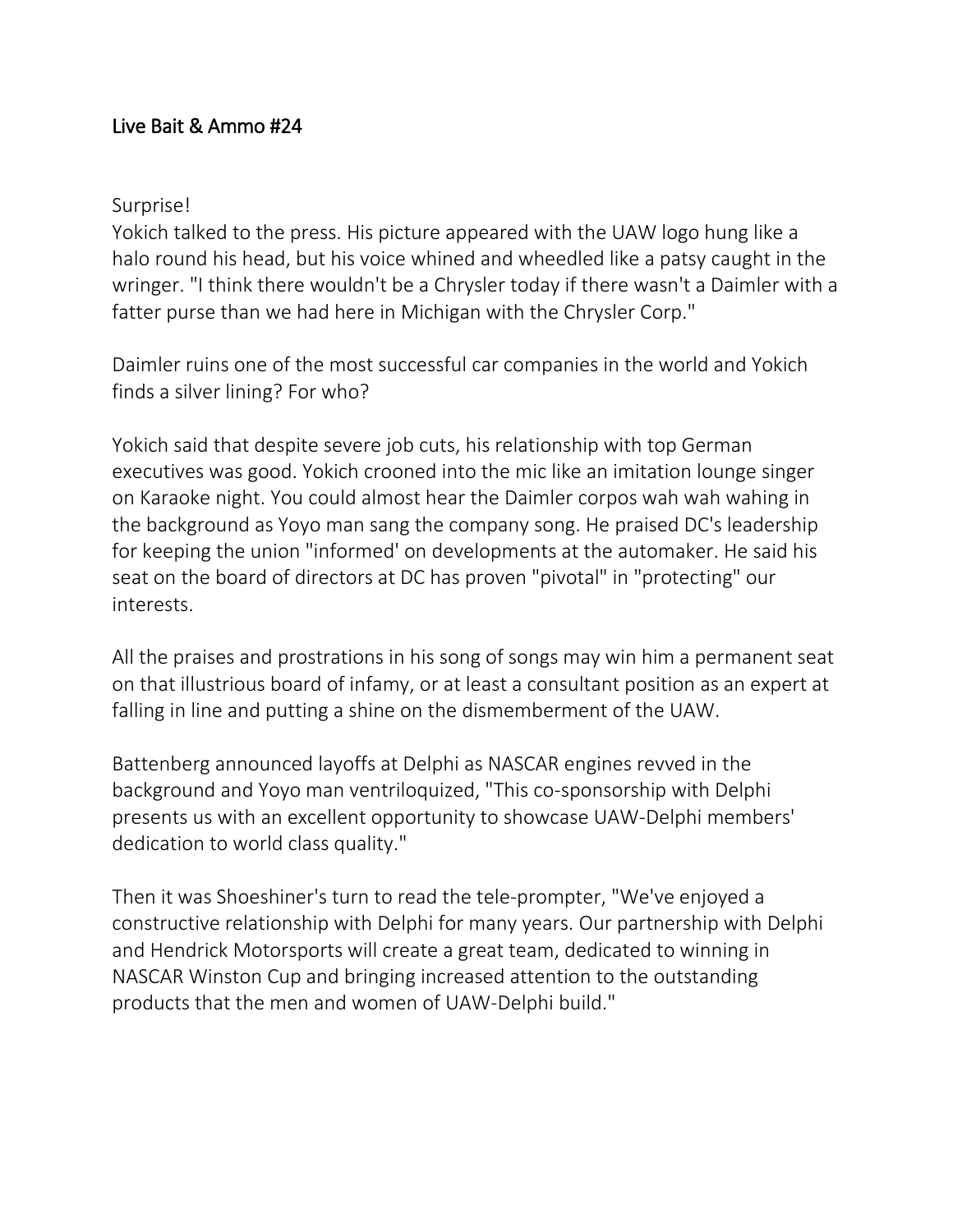# Live Bait & Ammo #24

Surprise!
Yokich talked to the press. His picture appeared with the UAW logo hung like a halo round his head, but his voice whined and wheedled like a patsy caught in the wringer. "I think there wouldn't be a Chrysler today if there wasn't a Daimler with a fatter purse than we had here in Michigan with the Chrysler Corp."

Daimler ruins one of the most successful car companies in the world and Yokich finds a silver lining? For who?

Yokich said that despite severe job cuts, his relationship with top German executives was good. Yokich crooned into the mic like an imitation lounge singer on Karaoke night. You could almost hear the Daimler corpos wah wah wahing in the background as Yoyo man sang the company song. He praised DC's leadership for keeping the union "informed' on developments at the automaker. He said his seat on the board of directors at DC has proven "pivotal" in "protecting" our interests.

All the praises and prostrations in his song of songs may win him a permanent seat on that illustrious board of infamy, or at least a consultant position as an expert at falling in line and putting a shine on the dismemberment of the UAW.

Battenberg announced layoffs at Delphi as NASCAR engines revved in the background and Yoyo man ventriloquized, "This co-sponsorship with Delphi presents us with an excellent opportunity to showcase UAW-Delphi members' dedication to world class quality."

Then it was Shoeshiner's turn to read the tele-prompter, "We've enjoyed a constructive relationship with Delphi for many years. Our partnership with Delphi and Hendrick Motorsports will create a great team, dedicated to winning in NASCAR Winston Cup and bringing increased attention to the outstanding products that the men and women of UAW-Delphi build."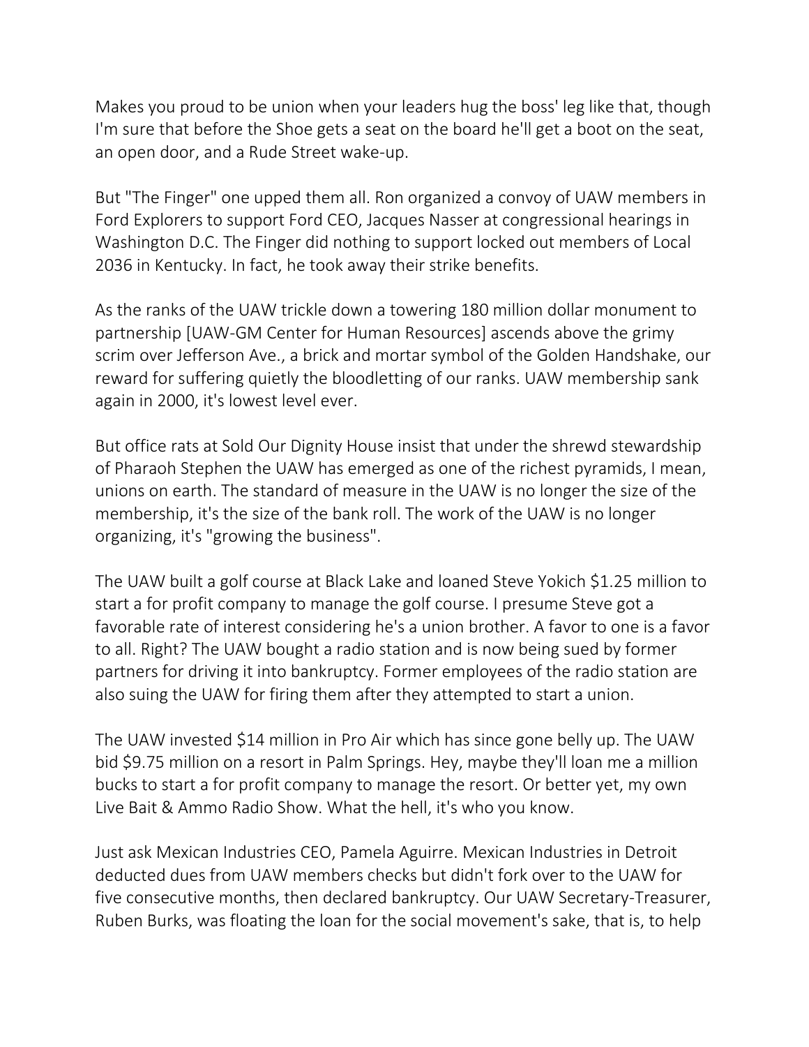Makes you proud to be union when your leaders hug the boss' leg like that, though I'm sure that before the Shoe gets a seat on the board he'll get a boot on the seat, an open door, and a Rude Street wake-up.

But "The Finger" one upped them all. Ron organized a convoy of UAW members in Ford Explorers to support Ford CEO, Jacques Nasser at congressional hearings in Washington D.C. The Finger did nothing to support locked out members of Local 2036 in Kentucky. In fact, he took away their strike benefits.

As the ranks of the UAW trickle down a towering 180 million dollar monument to partnership [UAW-GM Center for Human Resources] ascends above the grimy scrim over Jefferson Ave., a brick and mortar symbol of the Golden Handshake, our reward for suffering quietly the bloodletting of our ranks. UAW membership sank again in 2000, it's lowest level ever.

But office rats at Sold Our Dignity House insist that under the shrewd stewardship of Pharaoh Stephen the UAW has emerged as one of the richest pyramids, I mean, unions on earth. The standard of measure in the UAW is no longer the size of the membership, it's the size of the bank roll. The work of the UAW is no longer organizing, it's "growing the business".

The UAW built a golf course at Black Lake and loaned Steve Yokich $1.25 million to start a for profit company to manage the golf course. I presume Steve got a favorable rate of interest considering he's a union brother. A favor to one is a favor to all. Right? The UAW bought a radio station and is now being sued by former partners for driving it into bankruptcy. Former employees of the radio station are also suing the UAW for firing them after they attempted to start a union.

The UAW invested $14 million in Pro Air which has since gone belly up. The UAW bid $9.75 million on a resort in Palm Springs. Hey, maybe they'll loan me a million bucks to start a for profit company to manage the resort. Or better yet, my own Live Bait & Ammo Radio Show. What the hell, it's who you know.

Just ask Mexican Industries CEO, Pamela Aguirre. Mexican Industries in Detroit deducted dues from UAW members checks but didn't fork over to the UAW for five consecutive months, then declared bankruptcy. Our UAW Secretary-Treasurer, Ruben Burks, was floating the loan for the social movement's sake, that is, to help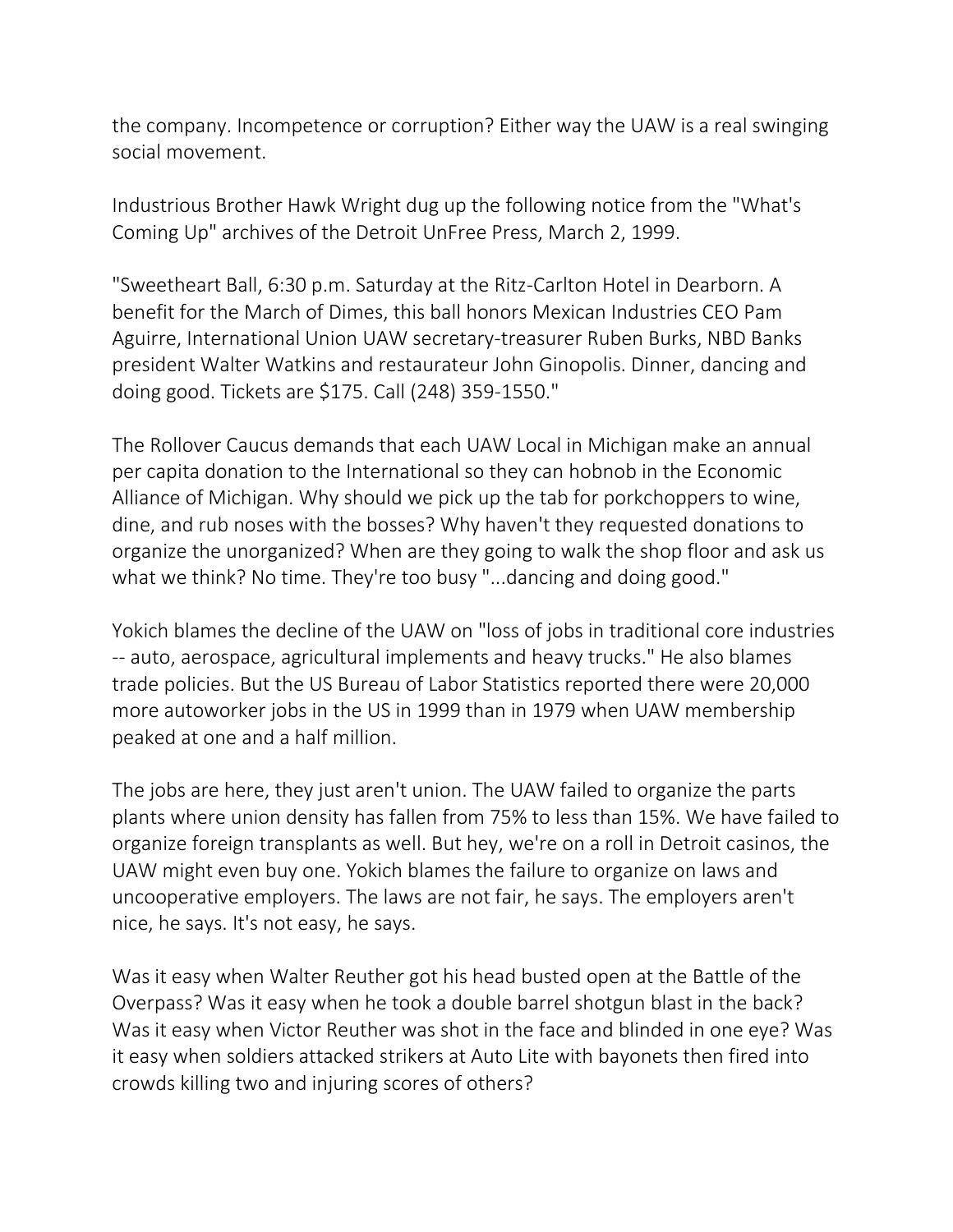the company. Incompetence or corruption? Either way the UAW is a real swinging social movement.

Industrious Brother Hawk Wright dug up the following notice from the "What's Coming Up" archives of the Detroit UnFree Press, March 2, 1999.

"Sweetheart Ball, 6:30 p.m. Saturday at the Ritz-Carlton Hotel in Dearborn. A benefit for the March of Dimes, this ball honors Mexican Industries CEO Pam Aguirre, International Union UAW secretary-treasurer Ruben Burks, NBD Banks president Walter Watkins and restaurateur John Ginopolis. Dinner, dancing and doing good. Tickets are $175. Call (248) 359-1550."

The Rollover Caucus demands that each UAW Local in Michigan make an annual per capita donation to the International so they can hobnob in the Economic Alliance of Michigan. Why should we pick up the tab for porkchoppers to wine, dine, and rub noses with the bosses? Why haven't they requested donations to organize the unorganized? When are they going to walk the shop floor and ask us what we think? No time. They're too busy "...dancing and doing good."

Yokich blames the decline of the UAW on "loss of jobs in traditional core industries -- auto, aerospace, agricultural implements and heavy trucks." He also blames trade policies. But the US Bureau of Labor Statistics reported there were 20,000 more autoworker jobs in the US in 1999 than in 1979 when UAW membership peaked at one and a half million.

The jobs are here, they just aren't union. The UAW failed to organize the parts plants where union density has fallen from 75% to less than 15%. We have failed to organize foreign transplants as well. But hey, we're on a roll in Detroit casinos, the UAW might even buy one. Yokich blames the failure to organize on laws and uncooperative employers. The laws are not fair, he says. The employers aren't nice, he says. It's not easy, he says.

Was it easy when Walter Reuther got his head busted open at the Battle of the Overpass? Was it easy when he took a double barrel shotgun blast in the back? Was it easy when Victor Reuther was shot in the face and blinded in one eye? Was it easy when soldiers attacked strikers at Auto Lite with bayonets then fired into crowds killing two and injuring scores of others?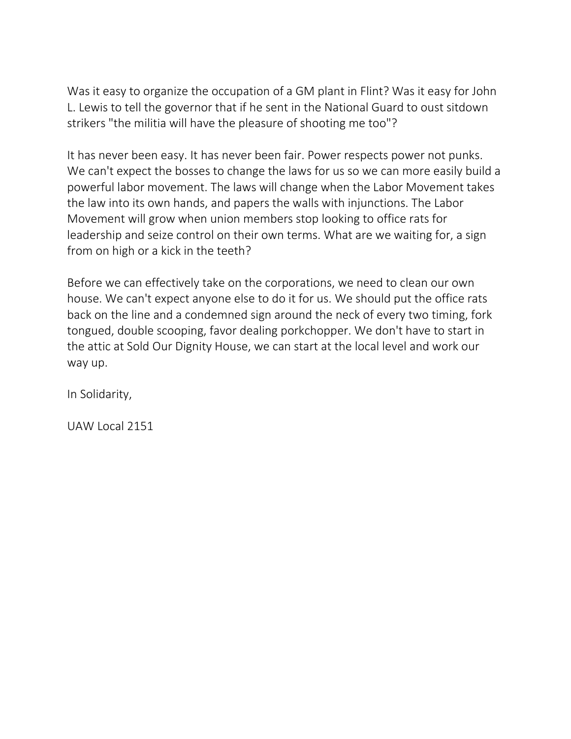Was it easy to organize the occupation of a GM plant in Flint? Was it easy for John L. Lewis to tell the governor that if he sent in the National Guard to oust sitdown strikers "the militia will have the pleasure of shooting me too"?

It has never been easy. It has never been fair. Power respects power not punks. We can't expect the bosses to change the laws for us so we can more easily build a powerful labor movement. The laws will change when the Labor Movement takes the law into its own hands, and papers the walls with injunctions. The Labor Movement will grow when union members stop looking to office rats for leadership and seize control on their own terms. What are we waiting for, a sign from on high or a kick in the teeth?

Before we can effectively take on the corporations, we need to clean our own house. We can't expect anyone else to do it for us. We should put the office rats back on the line and a condemned sign around the neck of every two timing, fork tongued, double scooping, favor dealing porkchopper. We don't have to start in the attic at Sold Our Dignity House, we can start at the local level and work our way up.

In Solidarity,

UAW Local 2151